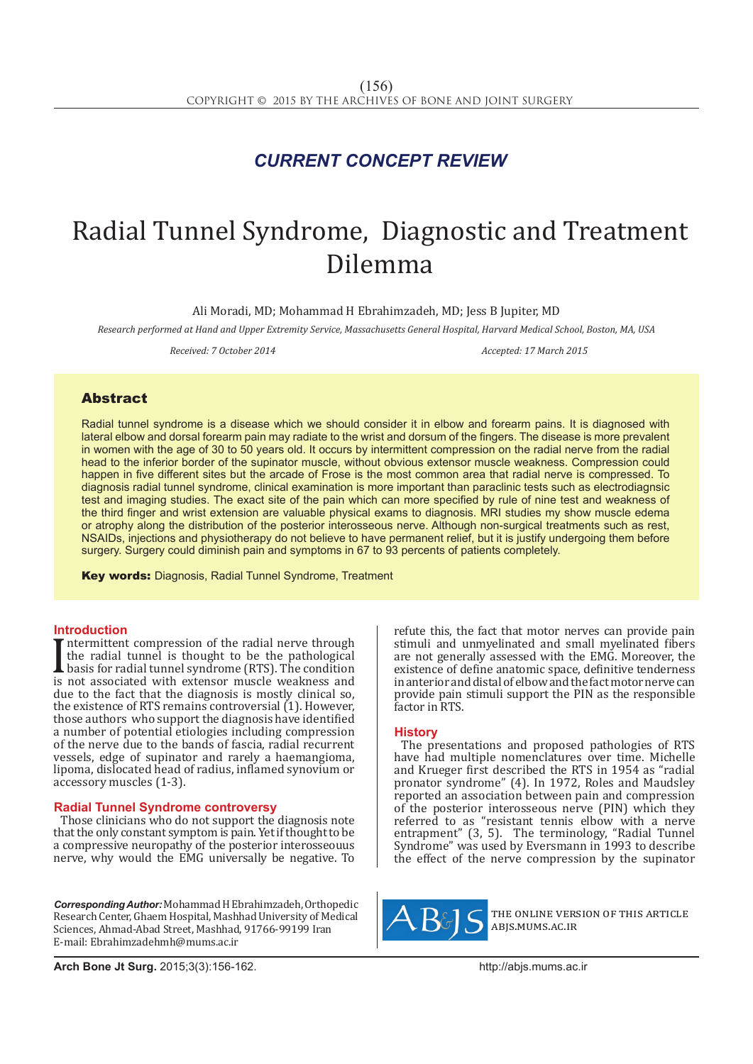## CURRENT CONCEPT REVIEW

# Radial Tunnel Syndrome, Diagnostic and Treatment Dilemma

Ali Moradi, MD; Mohammad H Ebrahimzadeh, MD; Jess B Jupiter, MD

*Research performed at Hand and Upper Extremity Service, Massachusetts General Hospital, Harvard Medical School, Boston, MA, USA*

*Received: 7 October 2014* *Accepted: 17 March 2015*

## Abstract

Radial tunnel syndrome is a disease which we should consider it in elbow and forearm pains. It is diagnosed with lateral elbow and dorsal forearm pain may radiate to the wrist and dorsum of the fingers. The disease is more prevalent in women with the age of 30 to 50 years old. It occurs by intermittent compression on the radial nerve from the radial head to the inferior border of the supinator muscle, without obvious extensor muscle weakness. Compression could happen in five different sites but the arcade of Frose is the most common area that radial nerve is compressed. To diagnosis radial tunnel syndrome, clinical examination is more important than paraclinic tests such as electrodiagnsic test and imaging studies. The exact site of the pain which can more specified by rule of nine test and weakness of the third finger and wrist extension are valuable physical exams to diagnosis. MRI studies my show muscle edema or atrophy along the distribution of the posterior interosseous nerve. Although non-surgical treatments such as rest, NSAIDs, injections and physiotherapy do not believe to have permanent relief, but it is justify undergoing them before surgery. Surgery could diminish pain and symptoms in 67 to 93 percents of patients completely.

**Key words:** Diagnosis, Radial Tunnel Syndrome, Treatment

## Introduction

Intermittent compression of the radial nerve through the radial tunnel is thought to be the pathological basis for radial tunnel syndrome (RTS). The condition is not associated with extensor muscle weakness and due to the fact that the diagnosis is mostly clinical so, the existence of RTS remains controversial (1). However, those authors who support the diagnosis have identified a number of potential etiologies including compression of the nerve due to the bands of fascia, radial recurrent vessels, edge of supinator and rarely a haemangioma, lipoma, dislocated head of radius, inflamed synovium or accessory muscles (1-3).

## Radial Tunnel Syndrome controversy

Those clinicians who do not support the diagnosis note that the only constant symptom is pain. Yet if thought to be a compressive neuropathy of the posterior interosseouus nerve, why would the EMG universally be negative. To refute this, the fact that motor nerves can provide pain stimuli and unmyelinated and small myelinated fibers are not generally assessed with the EMG. Moreover, the existence of define anatomic space, definitive tenderness in anterior and distal of elbow and the fact motor nerve can provide pain stimuli support the PIN as the responsible factor in RTS.

## History

The presentations and proposed pathologies of RTS have had multiple nomenclatures over time. Michelle and Krueger first described the RTS in 1954 as "radial pronator syndrome" (4). In 1972, Roles and Maudsley reported an association between pain and compression of the posterior interosseous nerve (PIN) which they referred to as "resistant tennis elbow with a nerve entrapment" (3, 5). The terminology, "Radial Tunnel Syndrome" was used by Eversmann in 1993 to describe the effect of the nerve compression by the supinator

***Corresponding Author:*** Mohammad H Ebrahimzadeh, Orthopedic Research Center, Ghaem Hospital, Mashhad University of Medical Sciences, Ahmad-Abad Street, Mashhad, 91766-99199 Iran
E-mail: Ebrahimzadehmh@mums.ac.ir

THE ONLINE VERSION OF THIS ARTICLE
ABJS.MUMS.AC.IR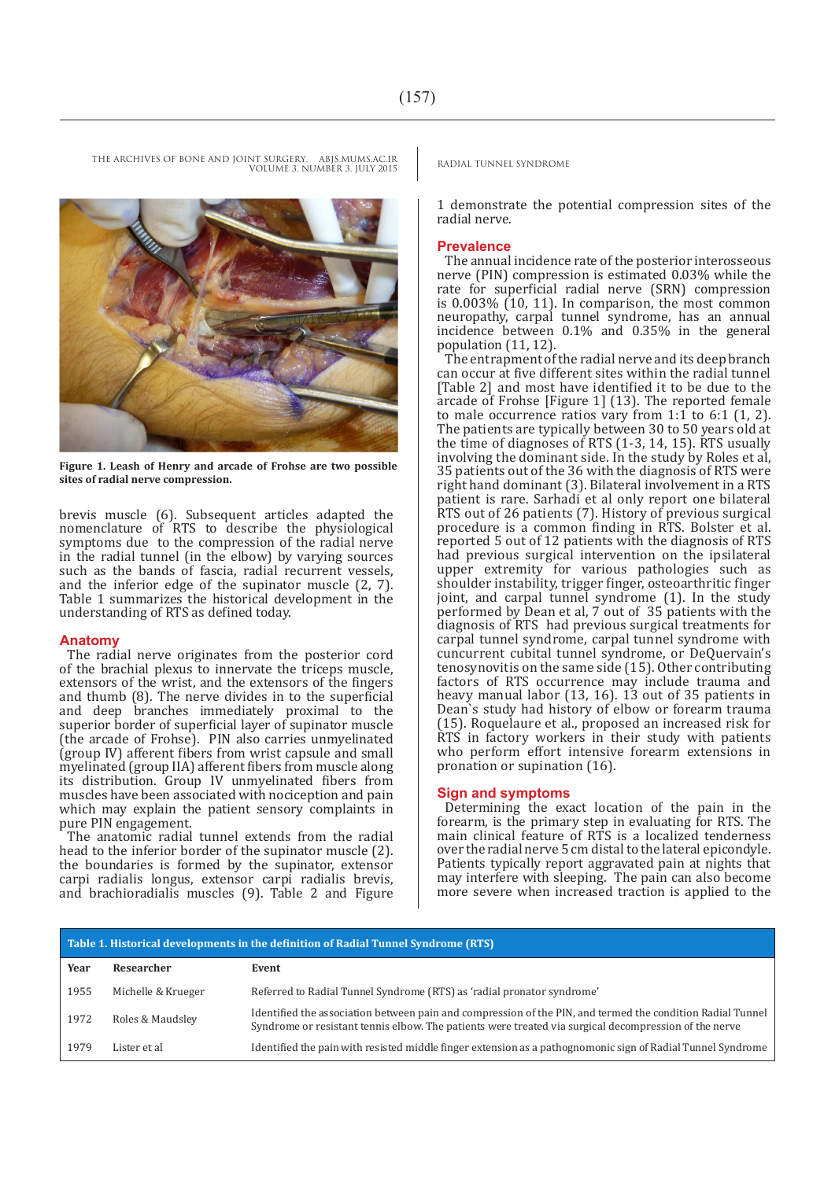**Figure 1. Leash of Henry and arcade of Frohse are two possible sites of radial nerve compression.**

brevis muscle (6). Subsequent articles adapted the nomenclature of RTS to describe the physiological symptoms due to the compression of the radial nerve in the radial tunnel (in the elbow) by varying sources such as the bands of fascia, radial recurrent vessels, and the inferior edge of the supinator muscle (2, 7). Table 1 summarizes the historical development in the understanding of RTS as defined today.

## Anatomy

The radial nerve originates from the posterior cord of the brachial plexus to innervate the triceps muscle, extensors of the wrist, and the extensors of the fingers and thumb (8). The nerve divides in to the superficial and deep branches immediately proximal to the superior border of superficial layer of supinator muscle (the arcade of Frohse). PIN also carries unmyelinated (group IV) afferent fibers from wrist capsule and small myelinated (group IIA) afferent fibers from muscle along its distribution. Group IV unmyelinated fibers from muscles have been associated with nociception and pain which may explain the patient sensory complaints in pure PIN engagement.

The anatomic radial tunnel extends from the radial head to the inferior border of the supinator muscle (2). the boundaries is formed by the supinator, extensor carpi radialis longus, extensor carpi radialis brevis, and brachioradialis muscles (9). Table 2 and Figure 1 demonstrate the potential compression sites of the radial nerve.

## Prevalence

The annual incidence rate of the posterior interosseous nerve (PIN) compression is estimated 0.03% while the rate for superficial radial nerve (SRN) compression is 0.003% (10, 11). In comparison, the most common neuropathy, carpal tunnel syndrome, has an annual incidence between 0.1% and 0.35% in the general population (11, 12).

The entrapment of the radial nerve and its deep branch can occur at five different sites within the radial tunnel [Table 2] and most have identified it to be due to the arcade of Frohse [Figure 1] (13). The reported female to male occurrence ratios vary from 1:1 to 6:1 (1, 2). The patients are typically between 30 to 50 years old at the time of diagnoses of RTS (1-3, 14, 15). RTS usually involving the dominant side. In the study by Roles et al, 35 patients out of the 36 with the diagnosis of RTS were right hand dominant (3). Bilateral involvement in a RTS patient is rare. Sarhadi et al only report one bilateral RTS out of 26 patients (7). History of previous surgical procedure is a common finding in RTS. Bolster et al. reported 5 out of 12 patients with the diagnosis of RTS had previous surgical intervention on the ipsilateral upper extremity for various pathologies such as shoulder instability, trigger finger, osteoarthritic finger joint, and carpal tunnel syndrome (1). In the study performed by Dean et al, 7 out of 35 patients with the diagnosis of RTS had previous surgical treatments for carpal tunnel syndrome, carpal tunnel syndrome with cuncurrent cubital tunnel syndrome, or DeQuervain's tenosynovitis on the same side (15). Other contributing factors of RTS occurrence may include trauma and heavy manual labor (13, 16). 13 out of 35 patients in Dean`s study had history of elbow or forearm trauma (15). Roquelaure et al., proposed an increased risk for RTS in factory workers in their study with patients who perform effort intensive forearm extensions in pronation or supination (16).

## Sign and symptoms

Determining the exact location of the pain in the forearm, is the primary step in evaluating for RTS. The main clinical feature of RTS is a localized tenderness over the radial nerve 5 cm distal to the lateral epicondyle. Patients typically report aggravated pain at nights that may interfere with sleeping. The pain can also become more severe when increased traction is applied to the

**Table 1. Historical developments in the definition of Radial Tunnel Syndrome (RTS)**

| Year | Researcher | Event |
|---|---|---|
| 1955 | Michelle & Krueger | Referred to Radial Tunnel Syndrome (RTS) as 'radial pronator syndrome' |
| 1972 | Roles & Maudsley | Identified the association between pain and compression of the PIN, and termed the condition Radial Tunnel Syndrome or resistant tennis elbow. The patients were treated via surgical decompression of the nerve |
| 1979 | Lister et al | Identified the pain with resisted middle finger extension as a pathognomonic sign of Radial Tunnel Syndrome |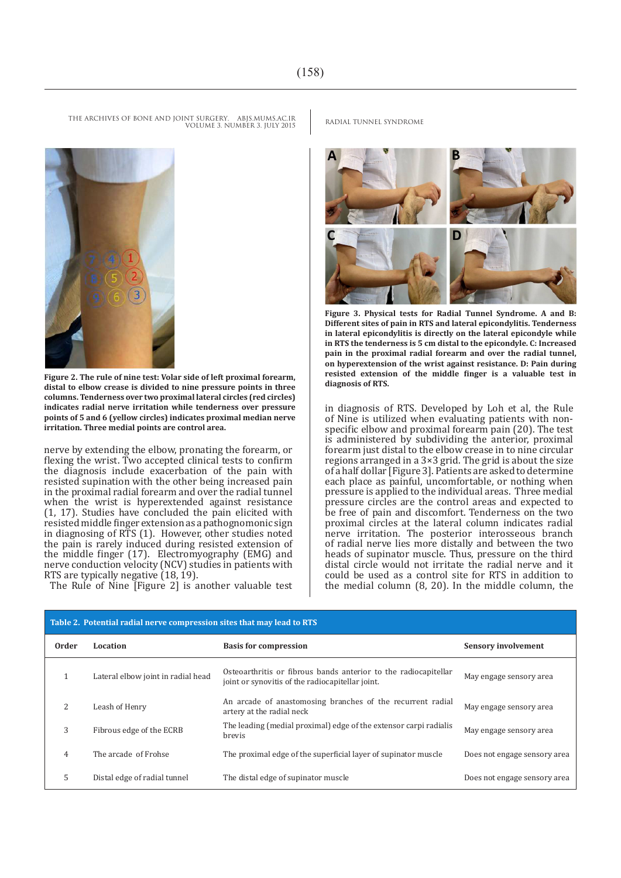Figure 2. The rule of nine test: Volar side of left proximal forearm, distal to elbow crease is divided to nine pressure points in three columns. Tenderness over two proximal lateral circles (red circles) indicates radial nerve irritation while tenderness over pressure points of 5 and 6 (yellow circles) indicates proximal median nerve irritation. Three medial points are control area.

Figure 3. Physical tests for Radial Tunnel Syndrome. A and B: Different sites of pain in RTS and lateral epicondylitis. Tenderness in lateral epicondylitis is directly on the lateral epicondyle while in RTS the tenderness is 5 cm distal to the epicondyle. C: Increased pain in the proximal radial forearm and over the radial tunnel, on hyperextension of the wrist against resistance. D: Pain during resisted extension of the middle finger is a valuable test in diagnosis of RTS.

nerve by extending the elbow, pronating the forearm, or flexing the wrist. Two accepted clinical tests to confirm the diagnosis include exacerbation of the pain with resisted supination with the other being increased pain in the proximal radial forearm and over the radial tunnel when the wrist is hyperextended against resistance (1, 17). Studies have concluded the pain elicited with resisted middle finger extension as a pathognomonic sign in diagnosing of RTS (1). However, other studies noted the pain is rarely induced during resisted extension of the middle finger (17). Electromyography (EMG) and nerve conduction velocity (NCV) studies in patients with RTS are typically negative (18, 19).

The Rule of Nine [Figure 2] is another valuable test in diagnosis of RTS. Developed by Loh et al, the Rule of Nine is utilized when evaluating patients with non-specific elbow and proximal forearm pain (20). The test is administered by subdividing the anterior, proximal forearm just distal to the elbow crease in to nine circular regions arranged in a 3×3 grid. The grid is about the size of a half dollar [Figure 3]. Patients are asked to determine each place as painful, uncomfortable, or nothing when pressure is applied to the individual areas. Three medial pressure circles are the control areas and expected to be free of pain and discomfort. Tenderness on the two proximal circles at the lateral column indicates radial nerve irritation. The posterior interosseous branch of radial nerve lies more distally and between the two heads of supinator muscle. Thus, pressure on the third distal circle would not irritate the radial nerve and it could be used as a control site for RTS in addition to the medial column (8, 20). In the middle column, the

**Table 2. Potential radial nerve compression sites that may lead to RTS**

| Order | Location | Basis for compression | Sensory involvement |
|---|---|---|---|
| 1 | Lateral elbow joint in radial head | Osteoarthritis or fibrous bands anterior to the radiocapitellar joint or synovitis of the radiocapitellar joint. | May engage sensory area |
| 2 | Leash of Henry | An arcade of anastomosing branches of the recurrent radial artery at the radial neck | May engage sensory area |
| 3 | Fibrous edge of the ECRB | The leading (medial proximal) edge of the extensor carpi radialis brevis | May engage sensory area |
| 4 | The arcade of Frohse | The proximal edge of the superficial layer of supinator muscle | Does not engage sensory area |
| 5 | Distal edge of radial tunnel | The distal edge of supinator muscle | Does not engage sensory area |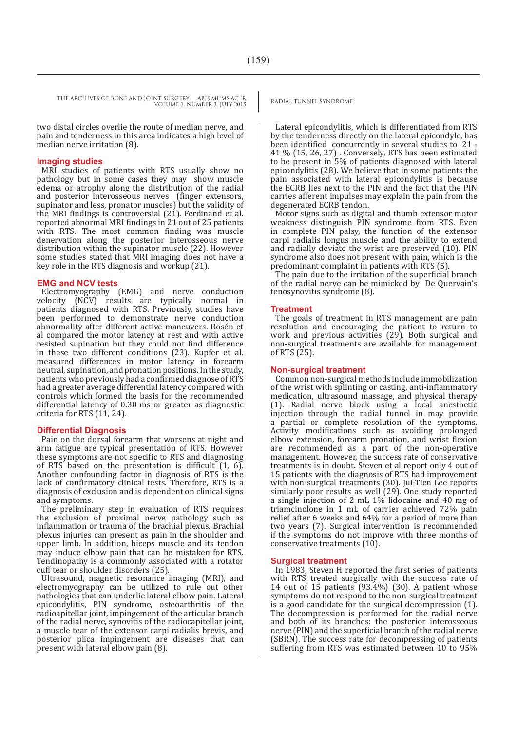two distal circles overlie the route of median nerve, and pain and tenderness in this area indicates a high level of median nerve irritation (8).

### Imaging studies

MRI studies of patients with RTS usually show no pathology but in some cases they may show muscle edema or atrophy along the distribution of the radial and posterior interosseous nerves (finger extensors, supinator and less, pronator muscles) but the validity of the MRI findings is controversial (21). Ferdinand et al. reported abnormal MRI findings in 21 out of 25 patients with RTS. The most common finding was muscle denervation along the posterior interosseous nerve distribution within the supinator muscle (22). However some studies stated that MRI imaging does not have a key role in the RTS diagnosis and workup (21).

### EMG and NCV tests

Electromyography (EMG) and nerve conduction velocity (NCV) results are typically normal in patients diagnosed with RTS. Previously, studies have been performed to demonstrate nerve conduction abnormality after different active maneuvers. Rosén et al compared the motor latency at rest and with active resisted supination but they could not find difference in these two different conditions (23). Kupfer et al. measured differences in motor latency in forearm neutral, supination, and pronation positions. In the study, patients who previously had a confirmed diagnose of RTS had a greater average differential latency compared with controls which formed the basis for the recommended differential latency of 0.30 ms or greater as diagnostic criteria for RTS (11, 24).

### Differential Diagnosis

Pain on the dorsal forearm that worsens at night and arm fatigue are typical presentation of RTS. However these symptoms are not specific to RTS and diagnosing of RTS based on the presentation is difficult (1, 6). Another confounding factor in diagnosis of RTS is the lack of confirmatory clinical tests. Therefore, RTS is a diagnosis of exclusion and is dependent on clinical signs and symptoms.

The preliminary step in evaluation of RTS requires the exclusion of proximal nerve pathology such as inflammation or trauma of the brachial plexus. Brachial plexus injuries can present as pain in the shoulder and upper limb. In addition, biceps muscle and its tendon may induce elbow pain that can be mistaken for RTS. Tendinopathy is a commonly associated with a rotator cuff tear or shoulder disorders (25).

Ultrasound, magnetic resonance imaging (MRI), and electromyography can be utilized to rule out other pathologies that can underlie lateral elbow pain. Lateral epicondylitis, PIN syndrome, osteoarthritis of the radioapitellar joint, impingement of the articular branch of the radial nerve, synovitis of the radiocapitellar joint, a muscle tear of the extensor carpi radialis brevis, and posterior plica impingement are diseases that can present with lateral elbow pain (8).

Lateral epicondylitis, which is differentiated from RTS by the tenderness directly on the lateral epicondyle, has been identified concurrently in several studies to 21 - 41 % (15, 26, 27) . Conversely, RTS has been estimated to be present in 5% of patients diagnosed with lateral epicondylitis (28). We believe that in some patients the pain associated with lateral epicondylitis is because the ECRB lies next to the PIN and the fact that the PIN carries afferent impulses may explain the pain from the degenerated ECRB tendon.

Motor signs such as digital and thumb extensor motor weakness distinguish PIN syndrome from RTS. Even in complete PIN palsy, the function of the extensor carpi radialis longus muscle and the ability to extend and radially deviate the wrist are preserved (10). PIN syndrome also does not present with pain, which is the predominant complaint in patients with RTS (5).

The pain due to the irritation of the superficial branch of the radial nerve can be mimicked by De Quervain's tenosynovitis syndrome (8).

### Treatment

The goals of treatment in RTS management are pain resolution and encouraging the patient to return to work and previous activities (29). Both surgical and non-surgical treatments are available for management of RTS (25).

### Non-surgical treatment

Common non-surgical methods include immobilization of the wrist with splinting or casting, anti-inflammatory medication, ultrasound massage, and physical therapy (1). Radial nerve block using a local anesthetic injection through the radial tunnel in may provide a partial or complete resolution of the symptoms. Activity modifications such as avoiding prolonged elbow extension, forearm pronation, and wrist flexion are recommended as a part of the non-operative management. However, the success rate of conservative treatments is in doubt. Steven et al report only 4 out of 15 patients with the diagnosis of RTS had improvement with non-surgical treatments (30). Jui-Tien Lee reports similarly poor results as well (29). One study reported a single injection of 2 mL 1% lidocaine and 40 mg of triamcinolone in 1 mL of carrier achieved 72% pain relief after 6 weeks and 64% for a period of more than two years (7). Surgical intervention is recommended if the symptoms do not improve with three months of conservative treatments (10).

### Surgical treatment

In 1983, Steven H reported the first series of patients with RTS treated surgically with the success rate of 14 out of 15 patients (93.4%) (30). A patient whose symptoms do not respond to the non-surgical treatment is a good candidate for the surgical decompression (1). The decompression is performed for the radial nerve and both of its branches: the posterior interosseous nerve (PIN) and the superficial branch of the radial nerve (SBRN). The success rate for decompressing of patients suffering from RTS was estimated between 10 to 95%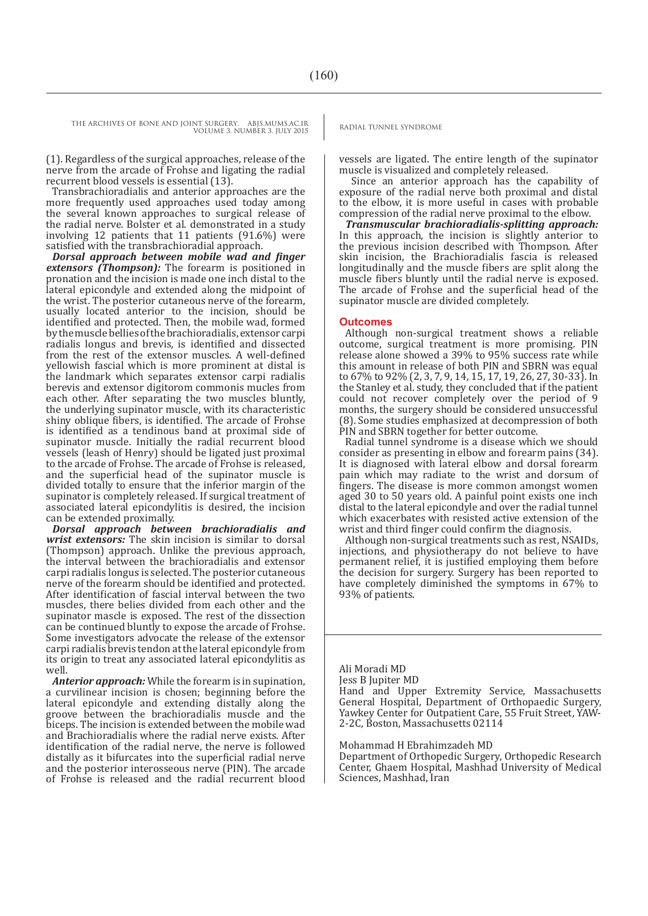(1). Regardless of the surgical approaches, release of the nerve from the arcade of Frohse and ligating the radial recurrent blood vessels is essential (13).

Transbrachioradialis and anterior approaches are the more frequently used approaches used today among the several known approaches to surgical release of the radial nerve. Bolster et al. demonstrated in a study involving 12 patients that 11 patients (91.6%) were satisfied with the transbrachioradial approach.

***Dorsal approach between mobile wad and finger extensors (Thompson):*** The forearm is positioned in pronation and the incision is made one inch distal to the lateral epicondyle and extended along the midpoint of the wrist. The posterior cutaneous nerve of the forearm, usually located anterior to the incision, should be identified and protected. Then, the mobile wad, formed by the muscle bellies of the brachioradialis, extensor carpi radialis longus and brevis, is identified and dissected from the rest of the extensor muscles. A well-defined yellowish fascial which is more prominent at distal is the landmark which separates extensor carpi radialis berevis and extensor digitorom commonis mucles from each other. After separating the two muscles bluntly, the underlying supinator muscle, with its characteristic shiny oblique fibers, is identified. The arcade of Frohse is identified as a tendinous band at proximal side of supinator muscle. Initially the radial recurrent blood vessels (leash of Henry) should be ligated just proximal to the arcade of Frohse. The arcade of Frohse is released, and the superficial head of the supinator muscle is divided totally to ensure that the inferior margin of the supinator is completely released. If surgical treatment of associated lateral epicondylitis is desired, the incision can be extended proximally.

***Dorsal approach between brachioradialis and wrist extensors:*** The skin incision is similar to dorsal (Thompson) approach. Unlike the previous approach, the interval between the brachioradialis and extensor carpi radialis longus is selected. The posterior cutaneous nerve of the forearm should be identified and protected. After identification of fascial interval between the two muscles, there belies divided from each other and the supinator mascle is exposed. The rest of the dissection can be continued bluntly to expose the arcade of Frohse. Some investigators advocate the release of the extensor carpi radialis brevis tendon at the lateral epicondyle from its origin to treat any associated lateral epicondylitis as well.

***Anterior approach:*** While the forearm is in supination, a curvilinear incision is chosen; beginning before the lateral epicondyle and extending distally along the groove between the brachioradialis muscle and the biceps. The incision is extended between the mobile wad and Brachioradialis where the radial nerve exists. After identification of the radial nerve, the nerve is followed distally as it bifurcates into the superficial radial nerve and the posterior interosseous nerve (PIN). The arcade of Frohse is released and the radial recurrent blood vessels are ligated. The entire length of the supinator muscle is visualized and completely released.

Since an anterior approach has the capability of exposure of the radial nerve both proximal and distal to the elbow, it is more useful in cases with probable compression of the radial nerve proximal to the elbow.

***Transmuscular brachioradialis-splitting approach:*** In this approach, the incision is slightly anterior to the previous incision described with Thompson. After skin incision, the Brachioradialis fascia is released longitudinally and the muscle fibers are split along the muscle fibers bluntly until the radial nerve is exposed. The arcade of Frohse and the superficial head of the supinator muscle are divided completely.

## Outcomes

Although non-surgical treatment shows a reliable outcome, surgical treatment is more promising. PIN release alone showed a 39% to 95% success rate while this amount in release of both PIN and SBRN was equal to 67% to 92% (2, 3, 7, 9, 14, 15, 17, 19, 26, 27, 30-33). In the Stanley et al. study, they concluded that if the patient could not recover completely over the period of 9 months, the surgery should be considered unsuccessful (8). Some studies emphasized at decompression of both PIN and SBRN together for better outcome.

Radial tunnel syndrome is a disease which we should consider as presenting in elbow and forearm pains (34). It is diagnosed with lateral elbow and dorsal forearm pain which may radiate to the wrist and dorsum of fingers. The disease is more common amongst women aged 30 to 50 years old. A painful point exists one inch distal to the lateral epicondyle and over the radial tunnel which exacerbates with resisted active extension of the wrist and third finger could confirm the diagnosis.

Although non-surgical treatments such as rest, NSAIDs, injections, and physiotherapy do not believe to have permanent relief, it is justified employing them before the decision for surgery. Surgery has been reported to have completely diminished the symptoms in 67% to 93% of patients.

Ali Moradi MD
Jess B Jupiter MD
Hand and Upper Extremity Service, Massachusetts General Hospital, Department of Orthopaedic Surgery, Yawkey Center for Outpatient Care, 55 Fruit Street, YAW-2-2C, Boston, Massachusetts 02114

Mohammad H Ebrahimzadeh MD
Department of Orthopedic Surgery, Orthopedic Research Center, Ghaem Hospital, Mashhad University of Medical Sciences, Mashhad, Iran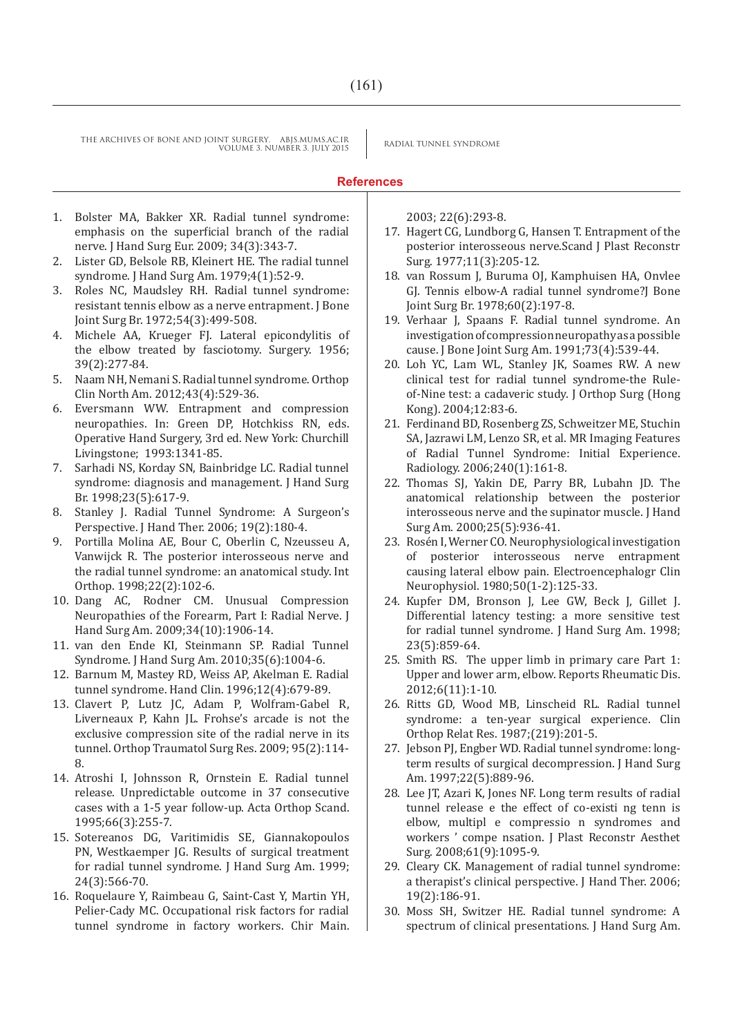## References

1. Bolster MA, Bakker XR. Radial tunnel syndrome: emphasis on the superficial branch of the radial nerve. J Hand Surg Eur. 2009; 34(3):343-7.
2. Lister GD, Belsole RB, Kleinert HE. The radial tunnel syndrome. J Hand Surg Am. 1979;4(1):52-9.
3. Roles NC, Maudsley RH. Radial tunnel syndrome: resistant tennis elbow as a nerve entrapment. J Bone Joint Surg Br. 1972;54(3):499-508.
4. Michele AA, Krueger FJ. Lateral epicondylitis of the elbow treated by fasciotomy. Surgery. 1956; 39(2):277-84.
5. Naam NH, Nemani S. Radial tunnel syndrome. Orthop Clin North Am. 2012;43(4):529-36.
6. Eversmann WW. Entrapment and compression neuropathies. In: Green DP, Hotchkiss RN, eds. Operative Hand Surgery, 3rd ed. New York: Churchill Livingstone; 1993:1341-85.
7. Sarhadi NS, Korday SN, Bainbridge LC. Radial tunnel syndrome: diagnosis and management. J Hand Surg Br. 1998;23(5):617-9.
8. Stanley J. Radial Tunnel Syndrome: A Surgeon's Perspective. J Hand Ther. 2006; 19(2):180-4.
9. Portilla Molina AE, Bour C, Oberlin C, Nzeusseu A, Vanwijck R. The posterior interosseous nerve and the radial tunnel syndrome: an anatomical study. Int Orthop. 1998;22(2):102-6.
10. Dang AC, Rodner CM. Unusual Compression Neuropathies of the Forearm, Part I: Radial Nerve. J Hand Surg Am. 2009;34(10):1906-14.
11. van den Ende KI, Steinmann SP. Radial Tunnel Syndrome. J Hand Surg Am. 2010;35(6):1004-6.
12. Barnum M, Mastey RD, Weiss AP, Akelman E. Radial tunnel syndrome. Hand Clin. 1996;12(4):679-89.
13. Clavert P, Lutz JC, Adam P, Wolfram-Gabel R, Liverneaux P, Kahn JL. Frohse's arcade is not the exclusive compression site of the radial nerve in its tunnel. Orthop Traumatol Surg Res. 2009; 95(2):114-8.
14. Atroshi I, Johnsson R, Ornstein E. Radial tunnel release. Unpredictable outcome in 37 consecutive cases with a 1-5 year follow-up. Acta Orthop Scand. 1995;66(3):255-7.
15. Sotereanos DG, Varitimidis SE, Giannakopoulos PN, Westkaemper JG. Results of surgical treatment for radial tunnel syndrome. J Hand Surg Am. 1999; 24(3):566-70.
16. Roquelaure Y, Raimbeau G, Saint-Cast Y, Martin YH, Pelier-Cady MC. Occupational risk factors for radial tunnel syndrome in factory workers. Chir Main. 2003; 22(6):293-8.
17. Hagert CG, Lundborg G, Hansen T. Entrapment of the posterior interosseous nerve.Scand J Plast Reconstr Surg. 1977;11(3):205-12.
18. van Rossum J, Buruma OJ, Kamphuisen HA, Onvlee GJ. Tennis elbow-A radial tunnel syndrome?J Bone Joint Surg Br. 1978;60(2):197-8.
19. Verhaar J, Spaans F. Radial tunnel syndrome. An investigation of compression neuropathy as a possible cause. J Bone Joint Surg Am. 1991;73(4):539-44.
20. Loh YC, Lam WL, Stanley JK, Soames RW. A new clinical test for radial tunnel syndrome-the Rule-of-Nine test: a cadaveric study. J Orthop Surg (Hong Kong). 2004;12:83-6.
21. Ferdinand BD, Rosenberg ZS, Schweitzer ME, Stuchin SA, Jazrawi LM, Lenzo SR, et al. MR Imaging Features of Radial Tunnel Syndrome: Initial Experience. Radiology. 2006;240(1):161-8.
22. Thomas SJ, Yakin DE, Parry BR, Lubahn JD. The anatomical relationship between the posterior interosseous nerve and the supinator muscle. J Hand Surg Am. 2000;25(5):936-41.
23. Rosén I, Werner CO. Neurophysiological investigation of posterior interosseous nerve entrapment causing lateral elbow pain. Electroencephalogr Clin Neurophysiol. 1980;50(1-2):125-33.
24. Kupfer DM, Bronson J, Lee GW, Beck J, Gillet J. Differential latency testing: a more sensitive test for radial tunnel syndrome. J Hand Surg Am. 1998; 23(5):859-64.
25. Smith RS. The upper limb in primary care Part 1: Upper and lower arm, elbow. Reports Rheumatic Dis. 2012;6(11):1-10.
26. Ritts GD, Wood MB, Linscheid RL. Radial tunnel syndrome: a ten-year surgical experience. Clin Orthop Relat Res. 1987;(219):201-5.
27. Jebson PJ, Engber WD. Radial tunnel syndrome: long-term results of surgical decompression. J Hand Surg Am. 1997;22(5):889-96.
28. Lee JT, Azari K, Jones NF. Long term results of radial tunnel release e the effect of co-existi ng tenn is elbow, multipl e compressio n syndromes and workers ' compe nsation. J Plast Reconstr Aesthet Surg. 2008;61(9):1095-9.
29. Cleary CK. Management of radial tunnel syndrome: a therapist's clinical perspective. J Hand Ther. 2006; 19(2):186-91.
30. Moss SH, Switzer HE. Radial tunnel syndrome: A spectrum of clinical presentations. J Hand Surg Am.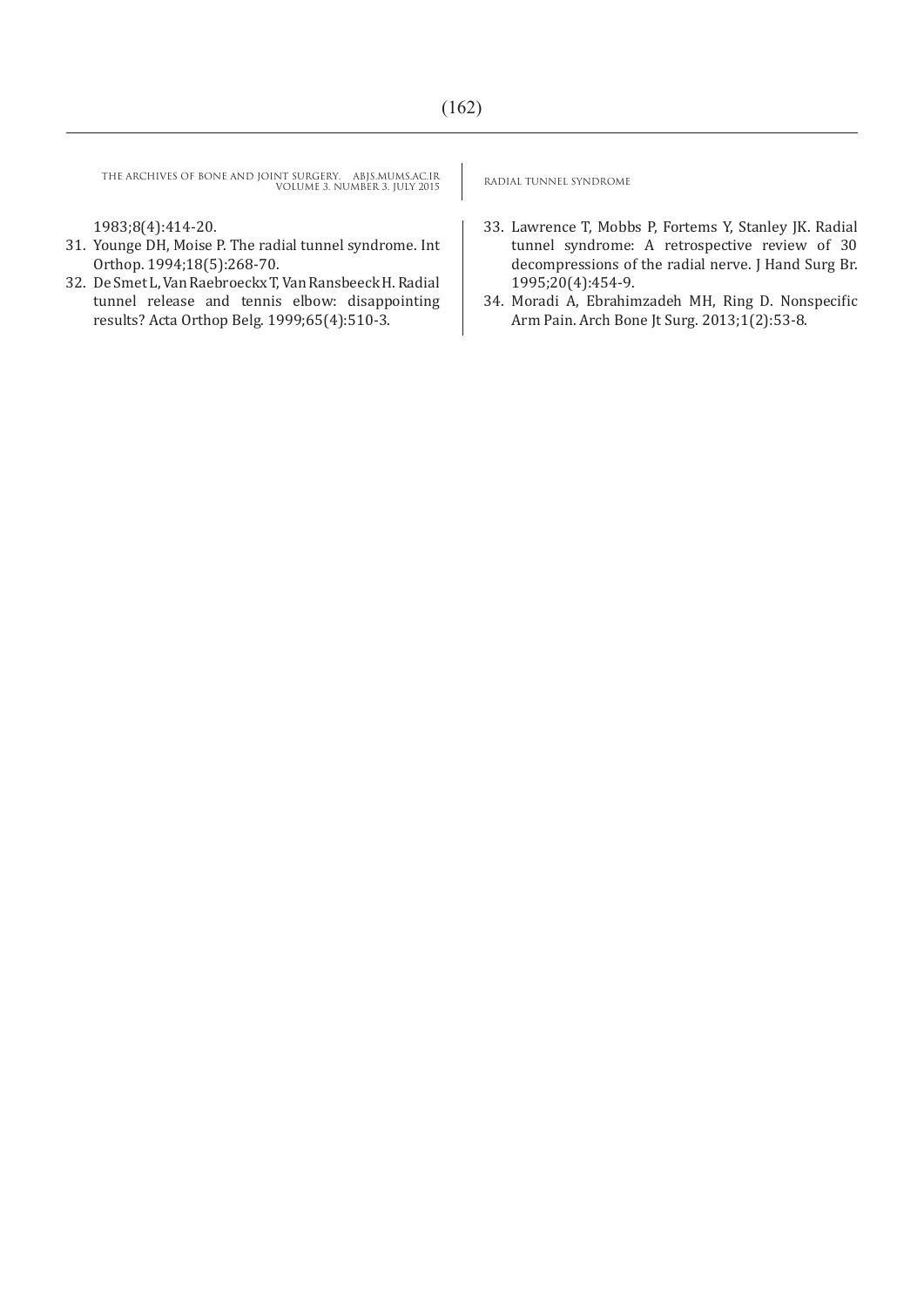1983;8(4):414-20.

31. Younge DH, Moise P. The radial tunnel syndrome. Int Orthop. 1994;18(5):268-70.
32. De Smet L, Van Raebroeckx T, Van Ransbeeck H. Radial tunnel release and tennis elbow: disappointing results? Acta Orthop Belg. 1999;65(4):510-3.
33. Lawrence T, Mobbs P, Fortems Y, Stanley JK. Radial tunnel syndrome: A retrospective review of 30 decompressions of the radial nerve. J Hand Surg Br. 1995;20(4):454-9.
34. Moradi A, Ebrahimzadeh MH, Ring D. Nonspecific Arm Pain. Arch Bone Jt Surg. 2013;1(2):53-8.